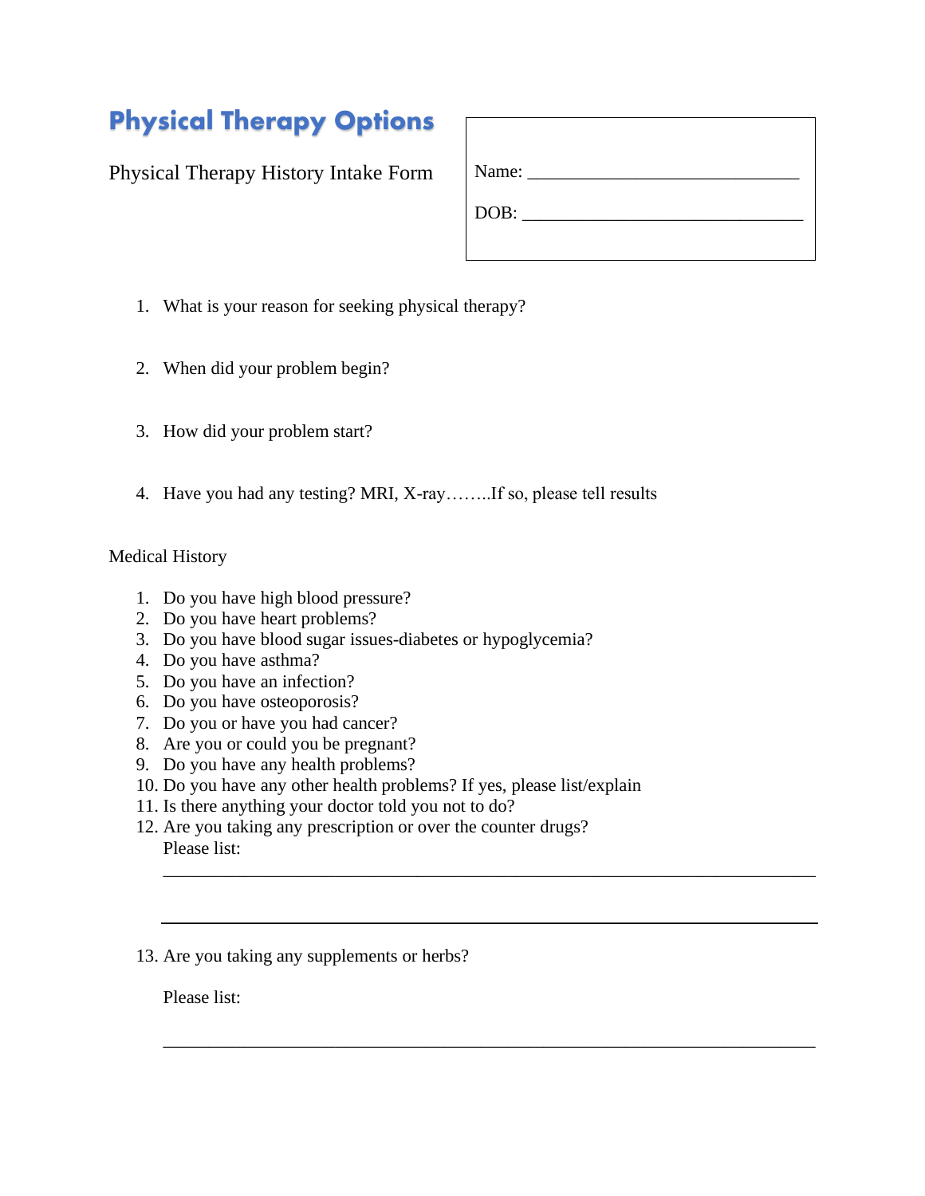# Physical Therapy Options

Physical Therapy History Intake Form

Name: ______________________________

DOB: _______________________________

1. What is your reason for seeking physical therapy?

2. When did your problem begin?

3. How did your problem start?

4. Have you had any testing? MRI, X-ray……..If so, please tell results

Medical History

1. Do you have high blood pressure?
2. Do you have heart problems?
3. Do you have blood sugar issues-diabetes or hypoglycemia?
4. Do you have asthma?
5. Do you have an infection?
6. Do you have osteoporosis?
7. Do you or have you had cancer?
8. Are you or could you be pregnant?
9. Do you have any health problems?
10. Do you have any other health problems? If yes, please list/explain
11. Is there anything your doctor told you not to do?
12. Are you taking any prescription or over the counter drugs?
    Please list:
    ________________________________________________________________________

    ________________________________________________________________________

13. Are you taking any supplements or herbs?

    Please list:

    ________________________________________________________________________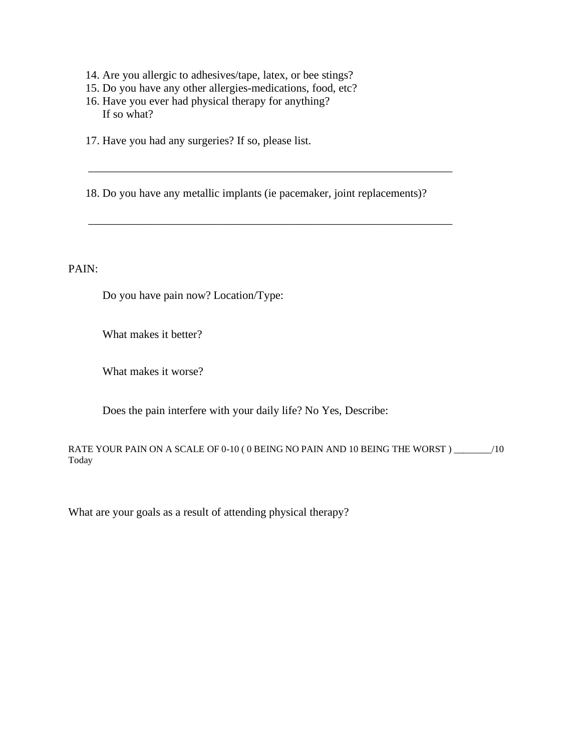14. Are you allergic to adhesives/tape, latex, or bee stings?
15. Do you have any other allergies-medications, food, etc?
16. Have you ever had physical therapy for anything?
    If so what?

17. Have you had any surgeries? If so, please list.

_______________________________________________________________

18. Do you have any metallic implants (ie pacemaker, joint replacements)?

_______________________________________________________________

PAIN:

Do you have pain now? Location/Type:

What makes it better?

What makes it worse?

Does the pain interfere with your daily life? No Yes, Describe:

RATE YOUR PAIN ON A SCALE OF 0-10 ( 0 BEING NO PAIN AND 10 BEING THE WORST ) ________/10 Today

What are your goals as a result of attending physical therapy?